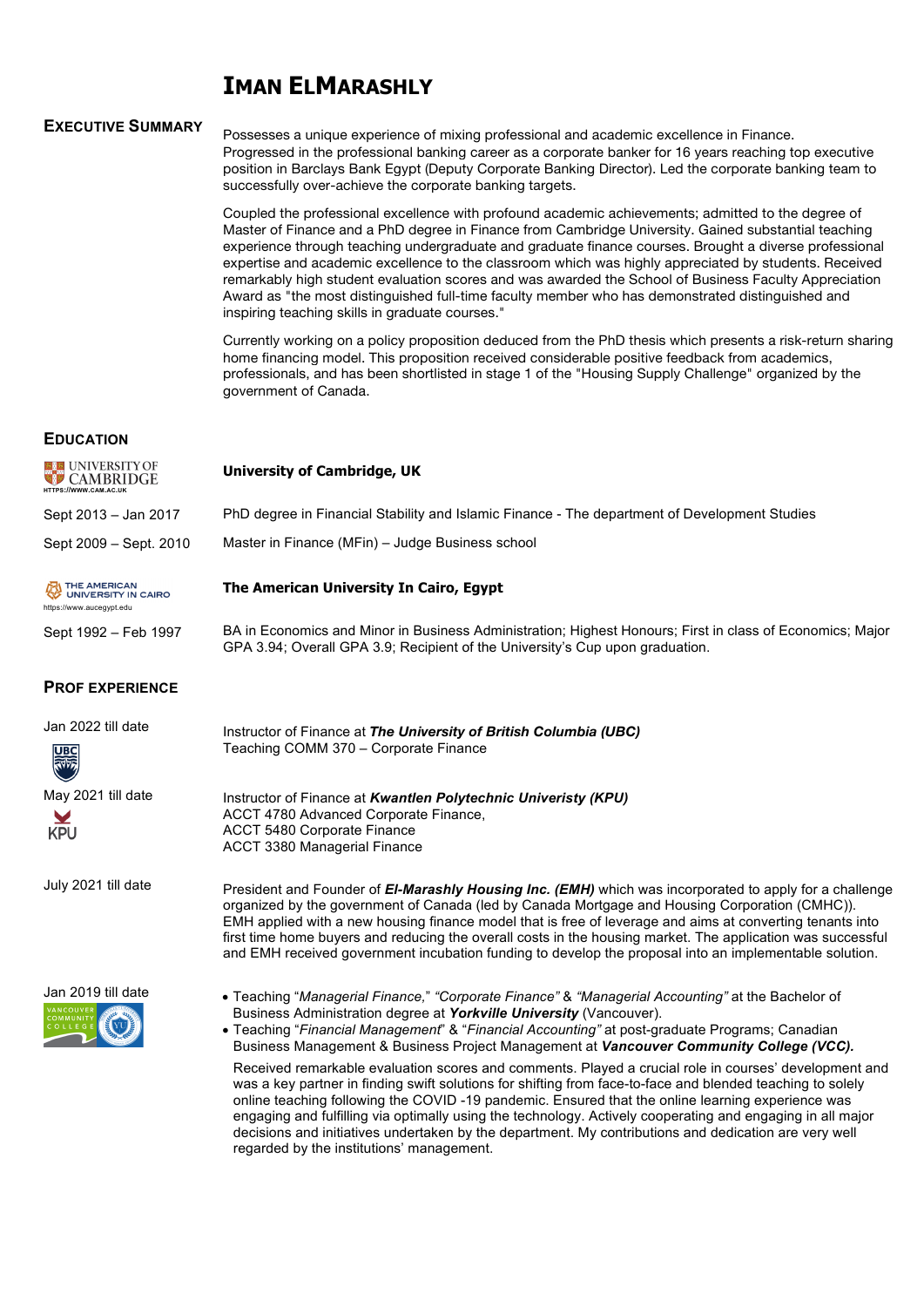# IMAN ELMARASHLY

## EXECUTIVE SUMMARY

Possesses a unique experience of mixing professional and academic excellence in Finance. Progressed in the professional banking career as a corporate banker for 16 years reaching top executive position in Barclays Bank Egypt (Deputy Corporate Banking Director). Led the corporate banking team to successfully over-achieve the corporate banking targets.

Coupled the professional excellence with profound academic achievements; admitted to the degree of Master of Finance and a PhD degree in Finance from Cambridge University. Gained substantial teaching experience through teaching undergraduate and graduate finance courses. Brought a diverse professional expertise and academic excellence to the classroom which was highly appreciated by students. Received remarkably high student evaluation scores and was awarded the School of Business Faculty Appreciation Award as "the most distinguished full-time faculty member who has demonstrated distinguished and inspiring teaching skills in graduate courses."

Currently working on a policy proposition deduced from the PhD thesis which presents a risk-return sharing home financing model. This proposition received considerable positive feedback from academics, professionals, and has been shortlisted in stage 1 of the "Housing Supply Challenge" organized by the government of Canada.

## EDUCATION

UNIVERSITY OF CAMBRIDGE
HTTPS://WWW.CAM.AC.UK

**University of Cambridge, UK**

Sept 2013 – Jan 2017 — PhD degree in Financial Stability and Islamic Finance - The department of Development Studies

Sept 2009 – Sept. 2010 — Master in Finance (MFin) – Judge Business school

THE AMERICAN UNIVERSITY IN CAIRO
https://www.aucegypt.edu

**The American University In Cairo, Egypt**

Sept 1992 – Feb 1997 — BA in Economics and Minor in Business Administration; Highest Honours; First in class of Economics; Major GPA 3.94; Overall GPA 3.9; Recipient of the University's Cup upon graduation.

## PROF EXPERIENCE

Jan 2022 till date

Instructor of Finance at ***The University of British Columbia (UBC)***
Teaching COMM 370 – Corporate Finance

May 2021 till date

Instructor of Finance at ***Kwantlen Polytechnic Univeristy (KPU)***
ACCT 4780 Advanced Corporate Finance,
ACCT 5480 Corporate Finance
ACCT 3380 Managerial Finance

July 2021 till date

President and Founder of ***El-Marashly Housing Inc. (EMH)*** which was incorporated to apply for a challenge organized by the government of Canada (led by Canada Mortgage and Housing Corporation (CMHC)). EMH applied with a new housing finance model that is free of leverage and aims at converting tenants into first time home buyers and reducing the overall costs in the housing market. The application was successful and EMH received government incubation funding to develop the proposal into an implementable solution.

Jan 2019 till date

- Teaching "*Managerial Finance,*" *"Corporate Finance"* & *"Managerial Accounting"* at the Bachelor of Business Administration degree at ***Yorkville University*** (Vancouver).
- Teaching "*Financial Management*" & "*Financial Accounting"* at post-graduate Programs; Canadian Business Management & Business Project Management at ***Vancouver Community College (VCC).***

Received remarkable evaluation scores and comments. Played a crucial role in courses' development and was a key partner in finding swift solutions for shifting from face-to-face and blended teaching to solely online teaching following the COVID -19 pandemic. Ensured that the online learning experience was engaging and fulfilling via optimally using the technology. Actively cooperating and engaging in all major decisions and initiatives undertaken by the department. My contributions and dedication are very well regarded by the institutions' management.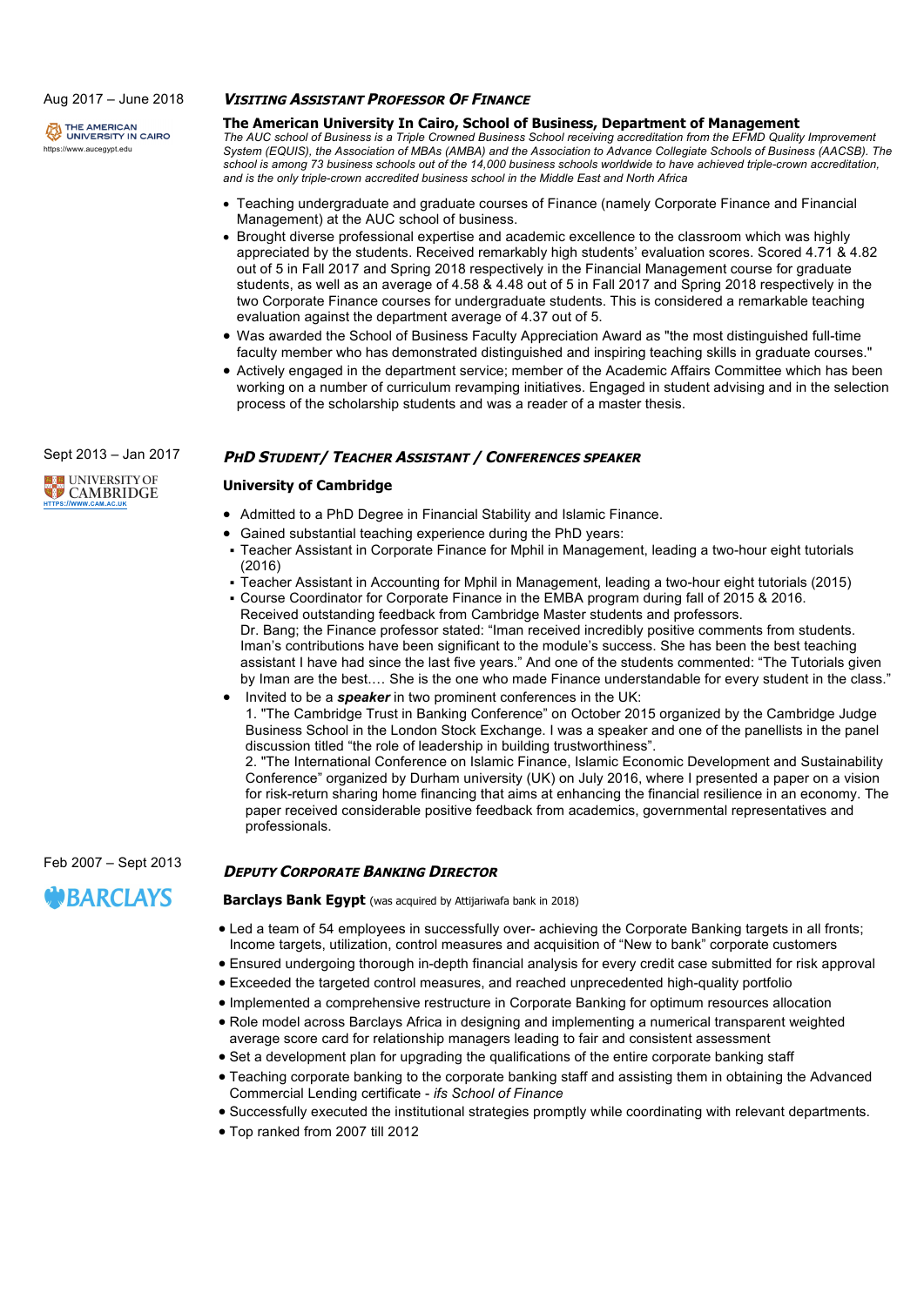Aug 2017 – June 2018

THE AMERICAN UNIVERSITY IN CAIRO
https://www.aucegypt.edu

### *VISITING ASSISTANT PROFESSOR OF FINANCE*

**The American University In Cairo, School of Business, Department of Management**
*The AUC school of Business is a Triple Crowned Business School receiving accreditation from the EFMD Quality Improvement System (EQUIS), the Association of MBAs (AMBA) and the Association to Advance Collegiate Schools of Business (AACSB). The school is among 73 business schools out of the 14,000 business schools worldwide to have achieved triple-crown accreditation, and is the only triple-crown accredited business school in the Middle East and North Africa*

- Teaching undergraduate and graduate courses of Finance (namely Corporate Finance and Financial Management) at the AUC school of business.
- Brought diverse professional expertise and academic excellence to the classroom which was highly appreciated by the students. Received remarkably high students' evaluation scores. Scored 4.71 & 4.82 out of 5 in Fall 2017 and Spring 2018 respectively in the Financial Management course for graduate students, as well as an average of 4.58 & 4.48 out of 5 in Fall 2017 and Spring 2018 respectively in the two Corporate Finance courses for undergraduate students. This is considered a remarkable teaching evaluation against the department average of 4.37 out of 5.
- Was awarded the School of Business Faculty Appreciation Award as "the most distinguished full-time faculty member who has demonstrated distinguished and inspiring teaching skills in graduate courses."
- Actively engaged in the department service; member of the Academic Affairs Committee which has been working on a number of curriculum revamping initiatives. Engaged in student advising and in the selection process of the scholarship students and was a reader of a master thesis.

Sept 2013 – Jan 2017

UNIVERSITY OF CAMBRIDGE
HTTPS://WWW.CAM.AC.UK

### *PHD STUDENT/ TEACHER ASSISTANT / CONFERENCES SPEAKER*

**University of Cambridge**

- Admitted to a PhD Degree in Financial Stability and Islamic Finance.
- Gained substantial teaching experience during the PhD years:
  - Teacher Assistant in Corporate Finance for Mphil in Management, leading a two-hour eight tutorials (2016)
  - Teacher Assistant in Accounting for Mphil in Management, leading a two-hour eight tutorials (2015)
  - Course Coordinator for Corporate Finance in the EMBA program during fall of 2015 & 2016.
    Received outstanding feedback from Cambridge Master students and professors.
    Dr. Bang; the Finance professor stated: "Iman received incredibly positive comments from students. Iman's contributions have been significant to the module's success. She has been the best teaching assistant I have had since the last five years." And one of the students commented: "The Tutorials given by Iman are the best.… She is the one who made Finance understandable for every student in the class."
- Invited to be a ***speaker*** in two prominent conferences in the UK:
  1. "The Cambridge Trust in Banking Conference" on October 2015 organized by the Cambridge Judge Business School in the London Stock Exchange. I was a speaker and one of the panellists in the panel discussion titled "the role of leadership in building trustworthiness".
  2. "The International Conference on Islamic Finance, Islamic Economic Development and Sustainability Conference" organized by Durham university (UK) on July 2016, where I presented a paper on a vision for risk-return sharing home financing that aims at enhancing the financial resilience in an economy. The paper received considerable positive feedback from academics, governmental representatives and professionals.

Feb 2007 – Sept 2013

BARCLAYS

### *DEPUTY CORPORATE BANKING DIRECTOR*

**Barclays Bank Egypt** (was acquired by Attijariwafa bank in 2018)

- Led a team of 54 employees in successfully over- achieving the Corporate Banking targets in all fronts; Income targets, utilization, control measures and acquisition of "New to bank" corporate customers
- Ensured undergoing thorough in-depth financial analysis for every credit case submitted for risk approval
- Exceeded the targeted control measures, and reached unprecedented high-quality portfolio
- Implemented a comprehensive restructure in Corporate Banking for optimum resources allocation
- Role model across Barclays Africa in designing and implementing a numerical transparent weighted average score card for relationship managers leading to fair and consistent assessment
- Set a development plan for upgrading the qualifications of the entire corporate banking staff
- Teaching corporate banking to the corporate banking staff and assisting them in obtaining the Advanced Commercial Lending certificate - *ifs School of Finance*
- Successfully executed the institutional strategies promptly while coordinating with relevant departments.
- Top ranked from 2007 till 2012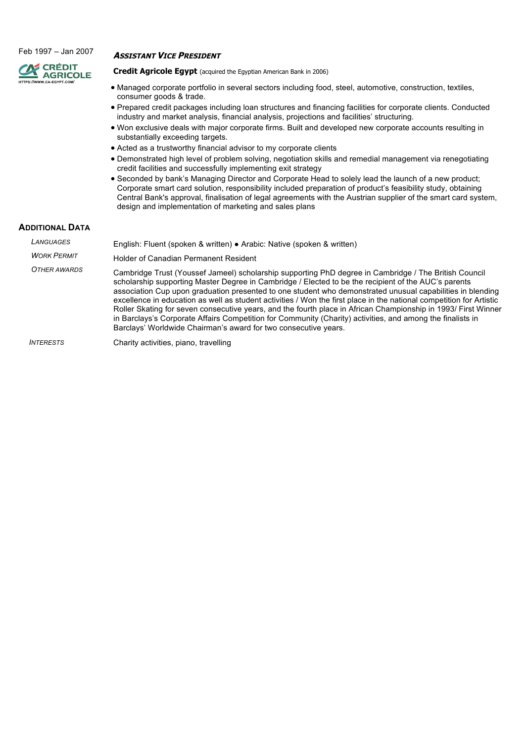Feb 1997 – Jan 2007

CRÉDIT AGRICOLE
HTTPS://WWW.CA-EGYPT.COM/

### *ASSISTANT VICE PRESIDENT*

**Credit Agricole Egypt** (acquired the Egyptian American Bank in 2006)

- Managed corporate portfolio in several sectors including food, steel, automotive, construction, textiles, consumer goods & trade.
- Prepared credit packages including loan structures and financing facilities for corporate clients. Conducted industry and market analysis, financial analysis, projections and facilities' structuring.
- Won exclusive deals with major corporate firms. Built and developed new corporate accounts resulting in substantially exceeding targets.
- Acted as a trustworthy financial advisor to my corporate clients
- Demonstrated high level of problem solving, negotiation skills and remedial management via renegotiating credit facilities and successfully implementing exit strategy
- Seconded by bank's Managing Director and Corporate Head to solely lead the launch of a new product; Corporate smart card solution, responsibility included preparation of product's feasibility study, obtaining Central Bank's approval, finalisation of legal agreements with the Austrian supplier of the smart card system, design and implementation of marketing and sales plans

## ADDITIONAL DATA

*LANGUAGES* — English: Fluent (spoken & written) ● Arabic: Native (spoken & written)

*WORK PERMIT* — Holder of Canadian Permanent Resident

*OTHER AWARDS* — Cambridge Trust (Youssef Jameel) scholarship supporting PhD degree in Cambridge / The British Council scholarship supporting Master Degree in Cambridge / Elected to be the recipient of the AUC's parents association Cup upon graduation presented to one student who demonstrated unusual capabilities in blending excellence in education as well as student activities / Won the first place in the national competition for Artistic Roller Skating for seven consecutive years, and the fourth place in African Championship in 1993/ First Winner in Barclays's Corporate Affairs Competition for Community (Charity) activities, and among the finalists in Barclays' Worldwide Chairman's award for two consecutive years.

*INTERESTS* — Charity activities, piano, travelling